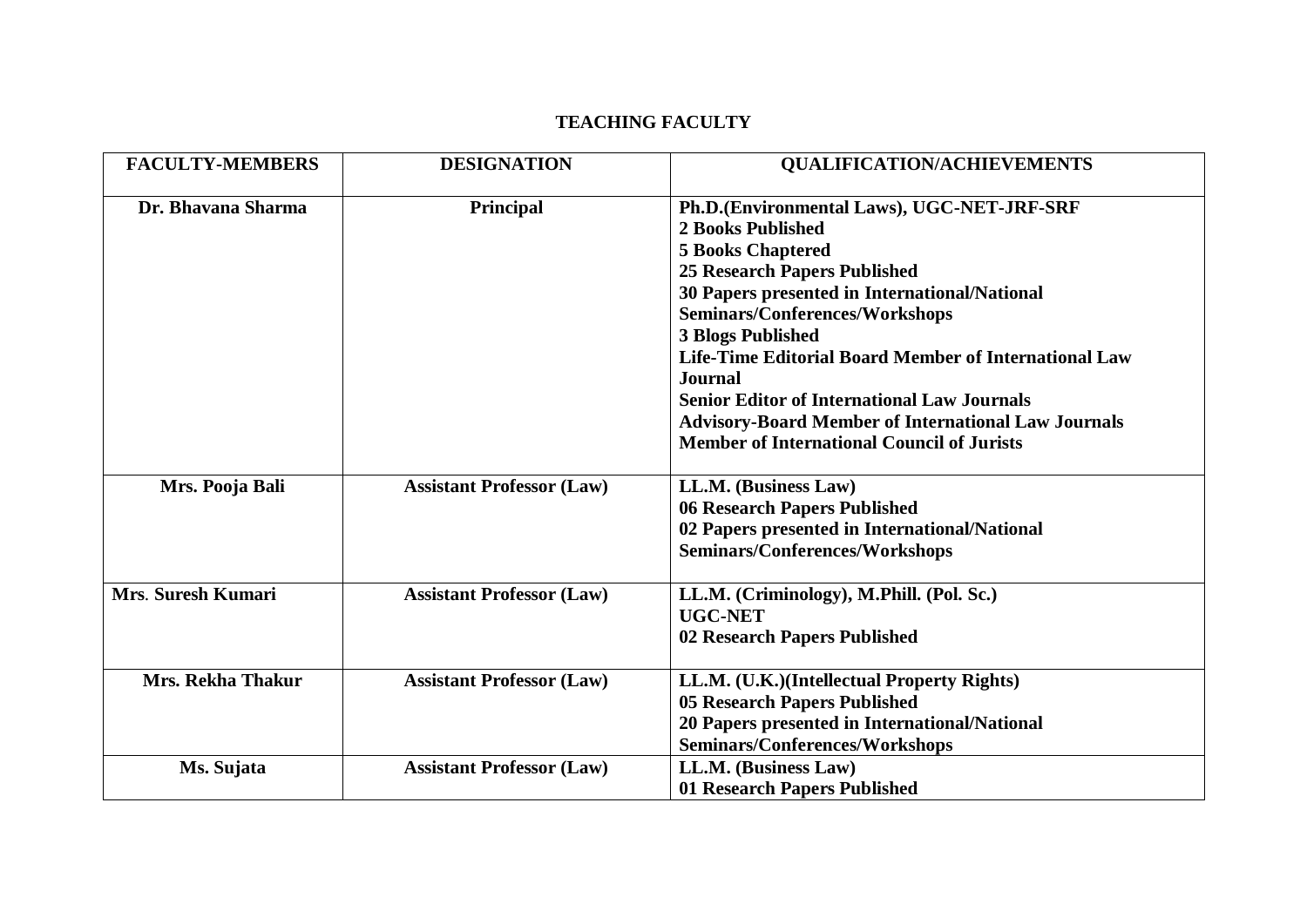# TEACHING FACULTY

| FACULTY-MEMBERS | DESIGNATION | QUALIFICATION/ACHIEVEMENTS |
|---|---|---|
| **Dr. Bhavana Sharma** | **Principal** | **Ph.D.(Environmental Laws), UGC-NET-JRF-SRF<br>2 Books Published<br>5 Books Chaptered<br>25 Research Papers Published<br>30 Papers presented in International/National Seminars/Conferences/Workshops<br>3 Blogs Published<br>Life-Time Editorial Board Member of International Law Journal<br>Senior Editor of International Law Journals<br>Advisory-Board Member of International Law Journals<br>Member of International Council of Jurists** |
| **Mrs. Pooja Bali** | **Assistant Professor (Law)** | **LL.M. (Business Law)<br>06 Research Papers Published<br>02 Papers presented in International/National Seminars/Conferences/Workshops** |
| **Mrs. Suresh Kumari** | **Assistant Professor (Law)** | **LL.M. (Criminology), M.Phill. (Pol. Sc.)<br>UGC-NET<br>02 Research Papers Published** |
| **Mrs. Rekha Thakur** | **Assistant Professor (Law)** | **LL.M. (U.K.)(Intellectual Property Rights)<br>05 Research Papers Published<br>20 Papers presented in International/National Seminars/Conferences/Workshops** |
| **Ms. Sujata** | **Assistant Professor (Law)** | **LL.M. (Business Law)<br>01 Research Papers Published** |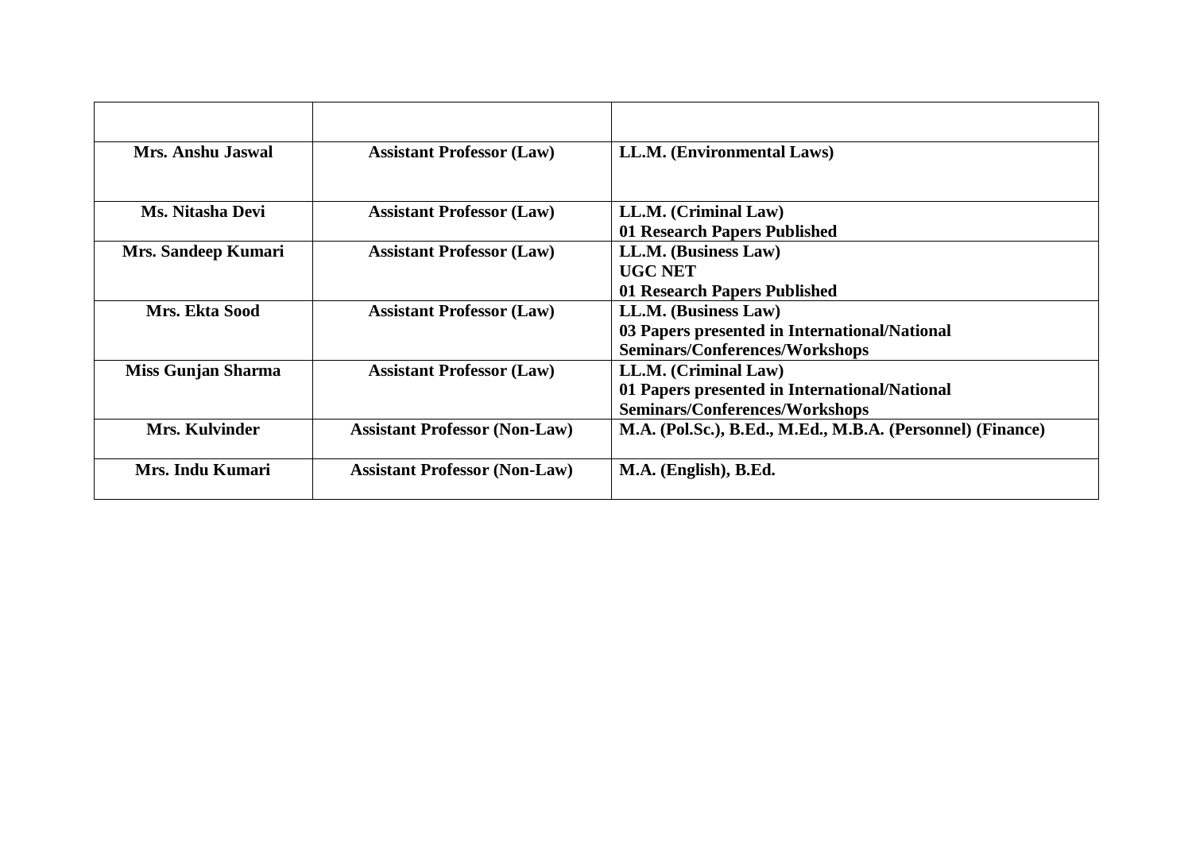| | | |
|---|---|---|
| | | |
| **Mrs. Anshu Jaswal** | **Assistant Professor (Law)** | **LL.M. (Environmental Laws)** |
| **Ms. Nitasha Devi** | **Assistant Professor (Law)** | **LL.M. (Criminal Law)**<br>**01 Research Papers Published** |
| **Mrs. Sandeep Kumari** | **Assistant Professor (Law)** | **LL.M. (Business Law)**<br>**UGC NET**<br>**01 Research Papers Published** |
| **Mrs. Ekta Sood** | **Assistant Professor (Law)** | **LL.M. (Business Law)**<br>**03 Papers presented in International/National Seminars/Conferences/Workshops** |
| **Miss Gunjan Sharma** | **Assistant Professor (Law)** | **LL.M. (Criminal Law)**<br>**01 Papers presented in International/National Seminars/Conferences/Workshops** |
| **Mrs. Kulvinder** | **Assistant Professor (Non-Law)** | **M.A. (Pol.Sc.), B.Ed., M.Ed., M.B.A. (Personnel) (Finance)** |
| **Mrs. Indu Kumari** | **Assistant Professor (Non-Law)** | **M.A. (English), B.Ed.** |